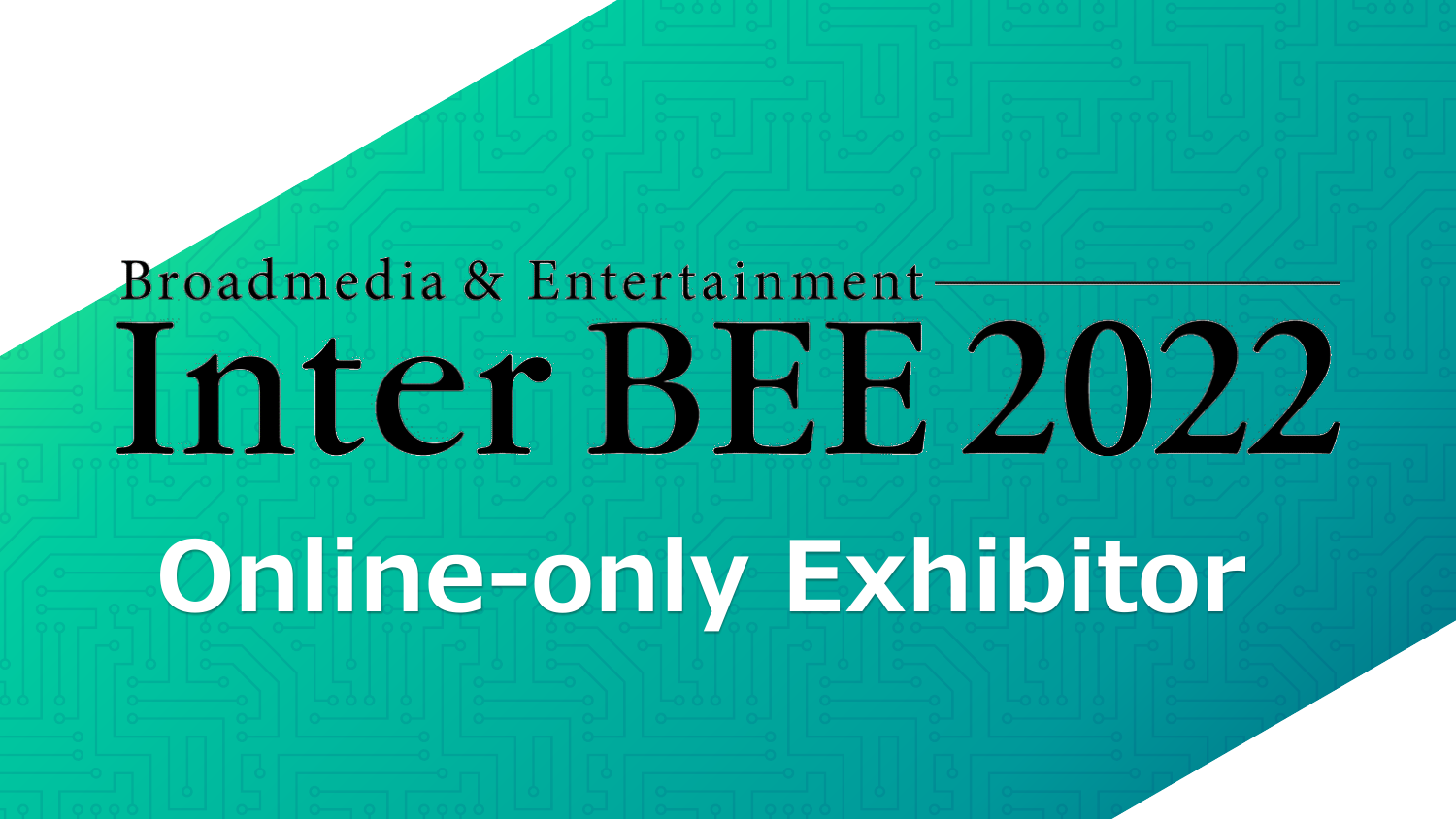Broadmedia & Entertainment

# Inter BEE 2022

## Online-only Exhibitor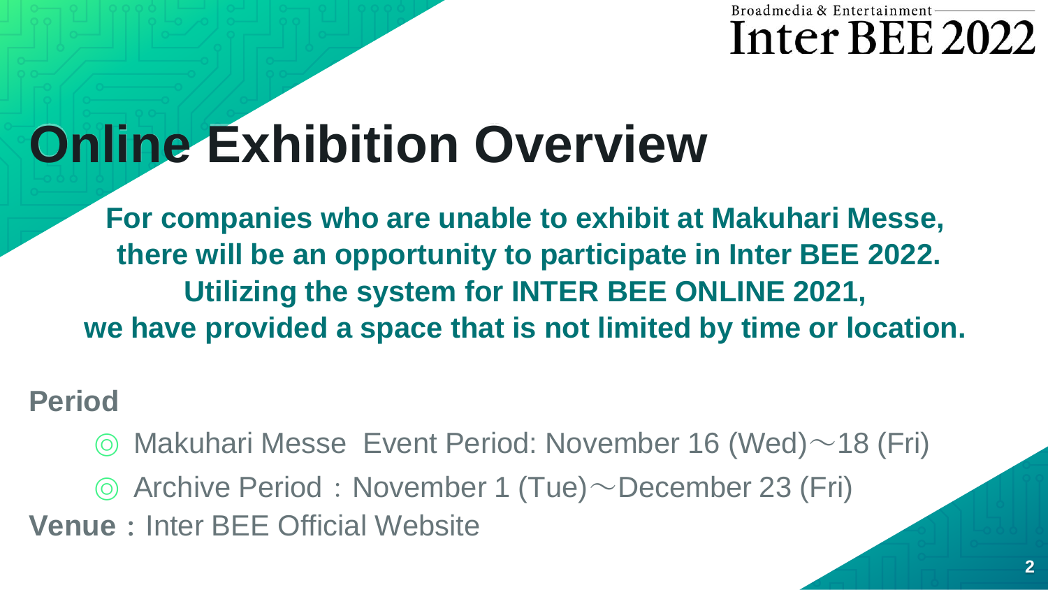# Online Exhibition Overview

**For companies who are unable to exhibit at Makuhari Messe, there will be an opportunity to participate in Inter BEE 2022. Utilizing the system for INTER BEE ONLINE 2021, we have provided a space that is not limited by time or location.**

**Period**

◎ Makuhari Messe Event Period: November 16 (Wed)～18 (Fri)

◎ Archive Period：November 1 (Tue)～December 23 (Fri)

**Venue：** Inter BEE Official Website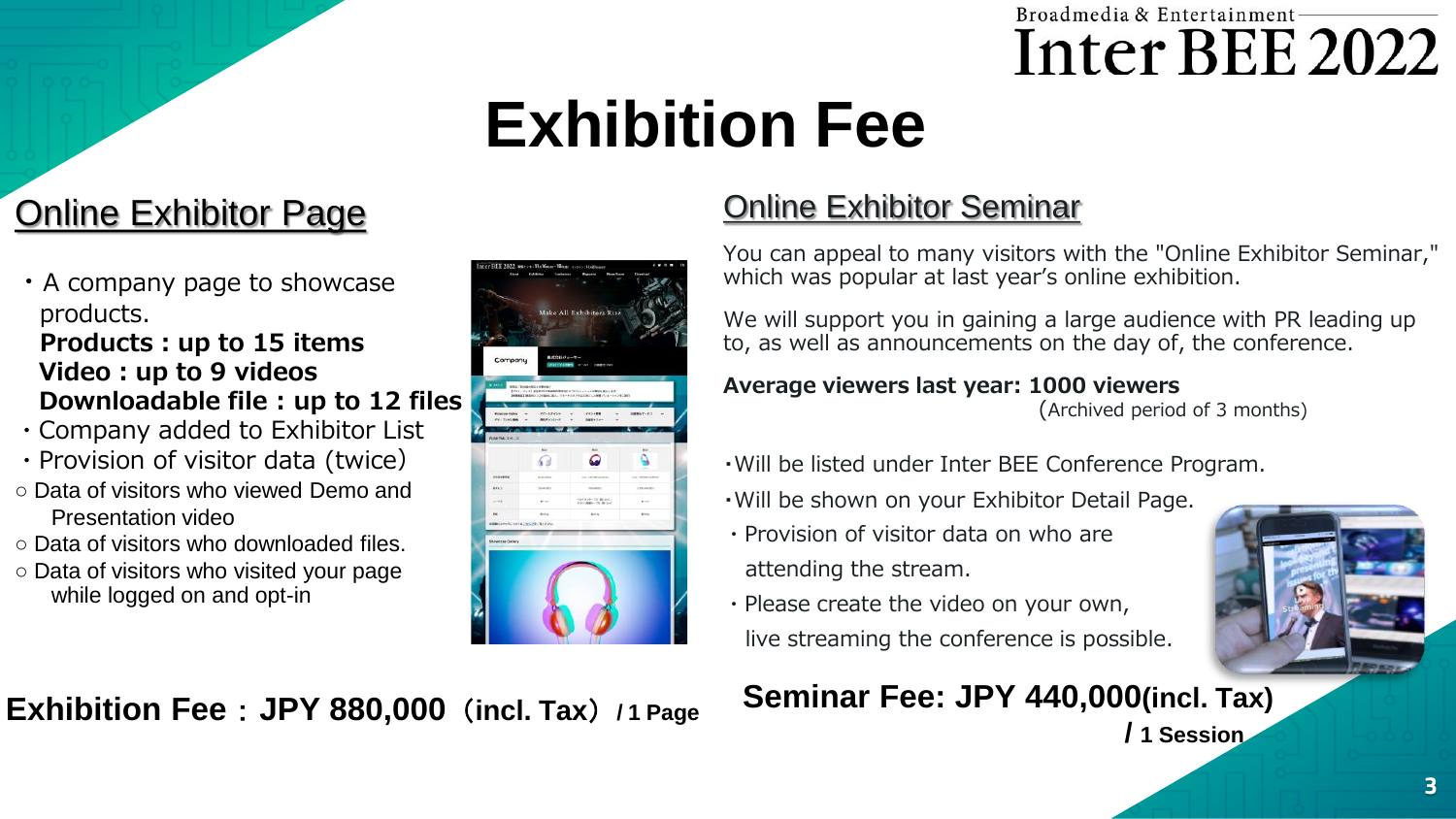# Exhibition Fee

## Online Exhibitor Page

- A company page to showcase products.
  **Products : up to 15 items**
  **Video : up to 9 videos**
  **Downloadable file : up to 12 files**
- Company added to Exhibitor List
- Provision of visitor data (twice)

○ Data of visitors who viewed Demo and Presentation video
○ Data of visitors who downloaded files.
○ Data of visitors who visited your page while logged on and opt-in

**Exhibition Fee：JPY 880,000（incl. Tax）/ 1 Page**

## Online Exhibitor Seminar

You can appeal to many visitors with the "Online Exhibitor Seminar," which was popular at last year's online exhibition.

We will support you in gaining a large audience with PR leading up to, as well as announcements on the day of, the conference.

**Average viewers last year: 1000 viewers**
(Archived period of 3 months)

- Will be listed under Inter BEE Conference Program.
- Will be shown on your Exhibitor Detail Page.
- Provision of visitor data on who are attending the stream.
- Please create the video on your own, live streaming the conference is possible.

**Seminar Fee: JPY 440,000(incl. Tax) / 1 Session**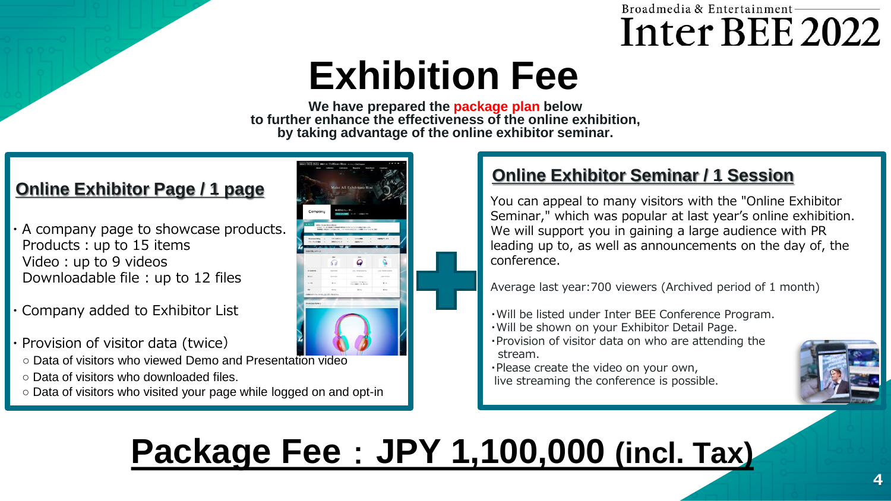# Exhibition Fee

**We have prepared the package plan below to further enhance the effectiveness of the online exhibition, by taking advantage of the online exhibitor seminar.**

## Online Exhibitor Page / 1 page

- A company page to showcase products.
  Products : up to 15 items
  Video : up to 9 videos
  Downloadable file : up to 12 files
- Company added to Exhibitor List
- Provision of visitor data (twice)
  - Data of visitors who viewed Demo and Presentation video
  - Data of visitors who downloaded files.
  - Data of visitors who visited your page while logged on and opt-in

＋

## Online Exhibitor Seminar / 1 Session

You can appeal to many visitors with the "Online Exhibitor Seminar," which was popular at last year's online exhibition. We will support you in gaining a large audience with PR leading up to, as well as announcements on the day of, the conference.

Average last year:700 viewers (Archived period of 1 month)

- Will be listed under Inter BEE Conference Program.
- Will be shown on your Exhibitor Detail Page.
- Provision of visitor data on who are attending the stream.
- Please create the video on your own, live streaming the conference is possible.

# Package Fee : JPY 1,100,000 (incl. Tax)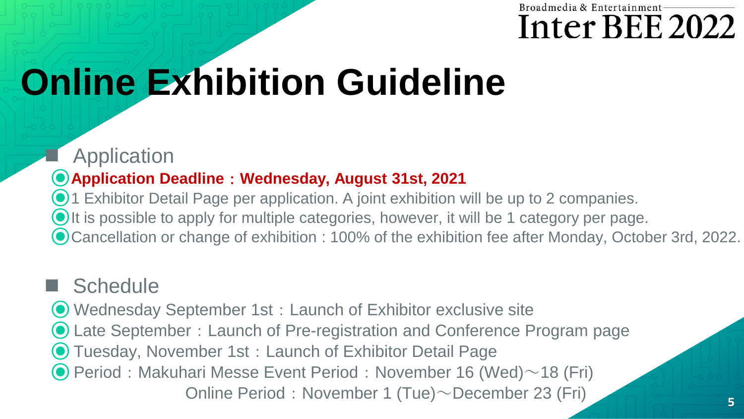# Online Exhibition Guideline

## Application

- **Application Deadline：Wednesday, August 31st, 2021**
- 1 Exhibitor Detail Page per application. A joint exhibition will be up to 2 companies.
- It is possible to apply for multiple categories, however, it will be 1 category per page.
- Cancellation or change of exhibition : 100% of the exhibition fee after Monday, October 3rd, 2022.

## Schedule

- Wednesday September 1st：Launch of Exhibitor exclusive site
- Late September：Launch of Pre-registration and Conference Program page
- Tuesday, November 1st：Launch of Exhibitor Detail Page
- Period：Makuhari Messe Event Period：November 16 (Wed)～18 (Fri)

  Online Period：November 1 (Tue)～December 23 (Fri)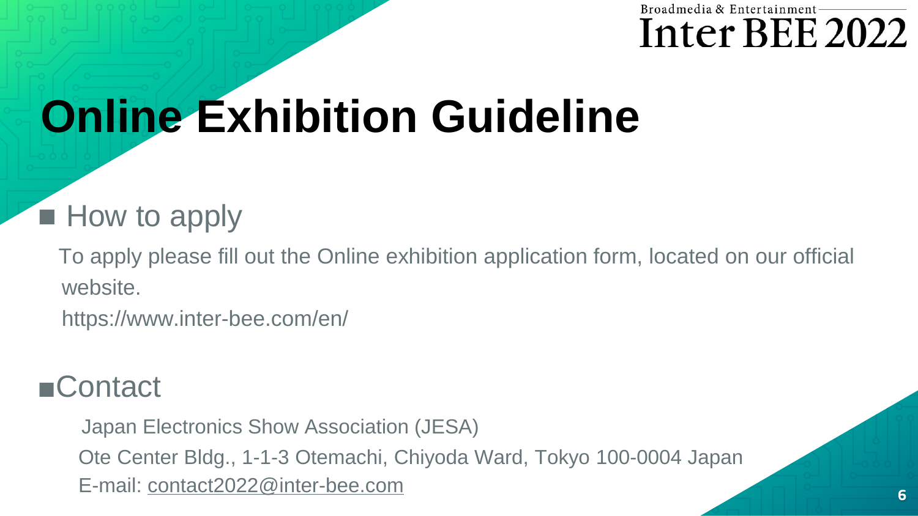# Online Exhibition Guideline

## ■ How to apply

To apply please fill out the Online exhibition application form, located on our official website.

https://www.inter-bee.com/en/

## ■Contact

Japan Electronics Show Association (JESA)
Ote Center Bldg., 1-1-3 Otemachi, Chiyoda Ward, Tokyo 100-0004 Japan
E-mail: contact2022@inter-bee.com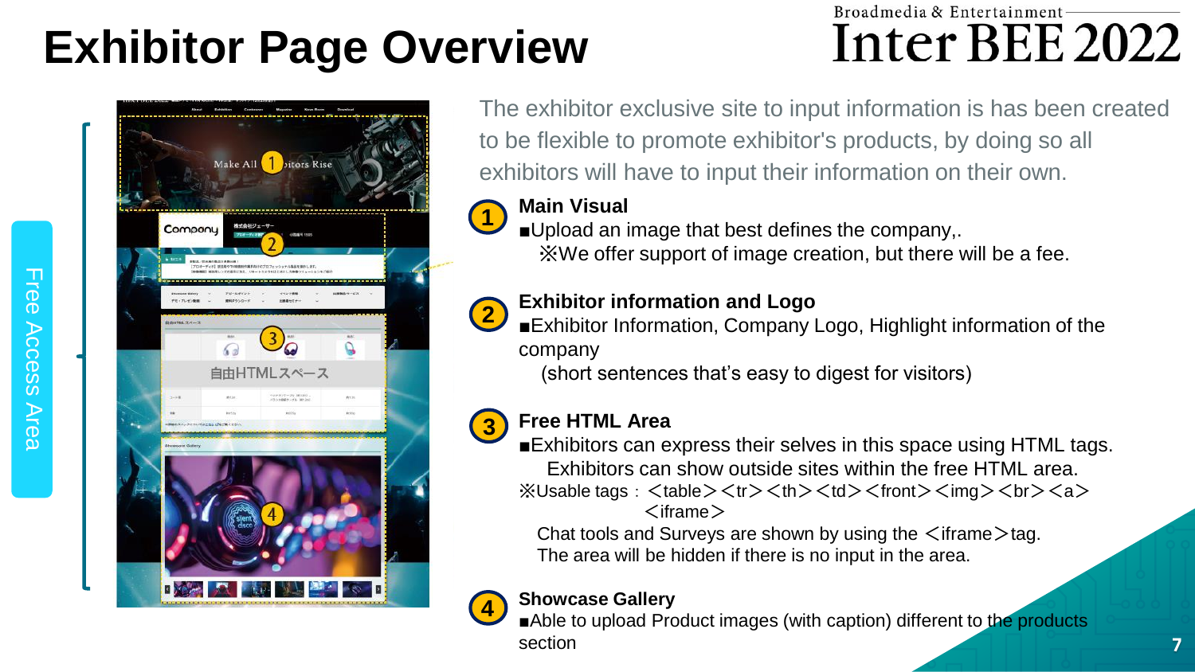# Exhibitor Page Overview

Broadmedia & Entertainment Inter BEE 2022

Free Access Area

The exhibitor exclusive site to input information is has been created to be flexible to promote exhibitor's products, by doing so all exhibitors will have to input their information on their own.

**1 Main Visual**

■Upload an image that best defines the company,.

※We offer support of image creation, but there will be a fee.

**2 Exhibitor information and Logo**

■Exhibitor Information, Company Logo, Highlight information of the company

(short sentences that's easy to digest for visitors)

**3 Free HTML Area**

■Exhibitors can express their selves in this space using HTML tags.

Exhibitors can show outside sites within the free HTML area.

※Usable tags：＜table＞＜tr＞＜th＞＜td＞＜front＞＜img＞＜br＞＜a＞＜iframe＞

Chat tools and Surveys are shown by using the ＜iframe＞tag.

The area will be hidden if there is no input in the area.

**4 Showcase Gallery**

■Able to upload Product images (with caption) different to the products section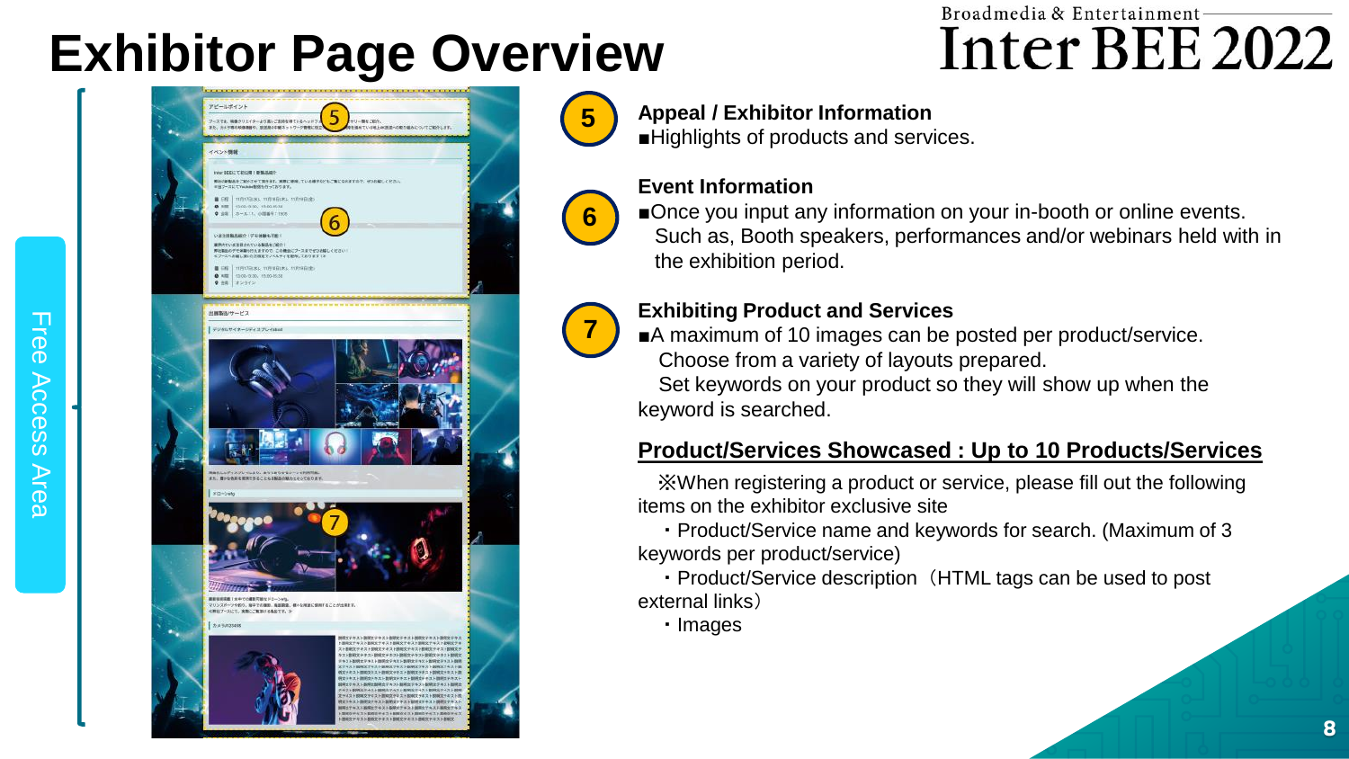# Exhibitor Page Overview

Broadmedia & Entertainment Inter BEE 2022

Free Access Area

**5**

**Appeal / Exhibitor Information**

■Highlights of products and services.

**6**

**Event Information**

■Once you input any information on your in-booth or online events. Such as, Booth speakers, performances and/or webinars held with in the exhibition period.

**7**

**Exhibiting Product and Services**

■A maximum of 10 images can be posted per product/service. Choose from a variety of layouts prepared. Set keywords on your product so they will show up when the keyword is searched.

## Product/Services Showcased : Up to 10 Products/Services

※When registering a product or service, please fill out the following items on the exhibitor exclusive site

- Product/Service name and keywords for search. (Maximum of 3 keywords per product/service)
- Product/Service description（HTML tags can be used to post external links）
- Images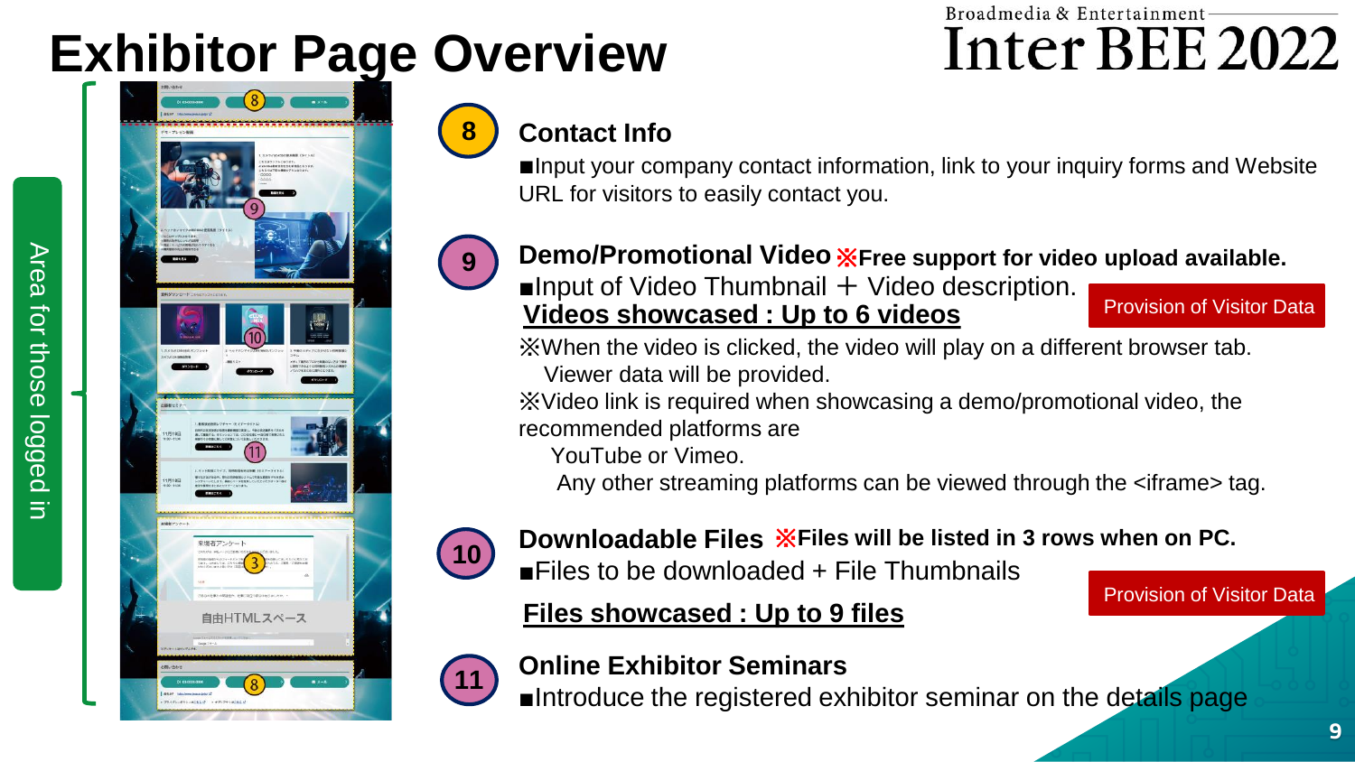# Exhibitor Page Overview

Broadmedia & Entertainment Inter BEE 2022

Area for those logged in

## 8 Contact Info

■Input your company contact information, link to your inquiry forms and Website URL for visitors to easily contact you.

## 9 Demo/Promotional Video ※Free support for video upload available.

■Input of Video Thumbnail ＋ Video description.

**Videos showcased : Up to 6 videos**

Provision of Visitor Data

※When the video is clicked, the video will play on a different browser tab. Viewer data will be provided.

※Video link is required when showcasing a demo/promotional video, the recommended platforms are YouTube or Vimeo.

Any other streaming platforms can be viewed through the <iframe> tag.

## 10 Downloadable Files ※Files will be listed in 3 rows when on PC.

■Files to be downloaded + File Thumbnails

**Files showcased : Up to 9 files**

Provision of Visitor Data

## 11 Online Exhibitor Seminars

■Introduce the registered exhibitor seminar on the details page